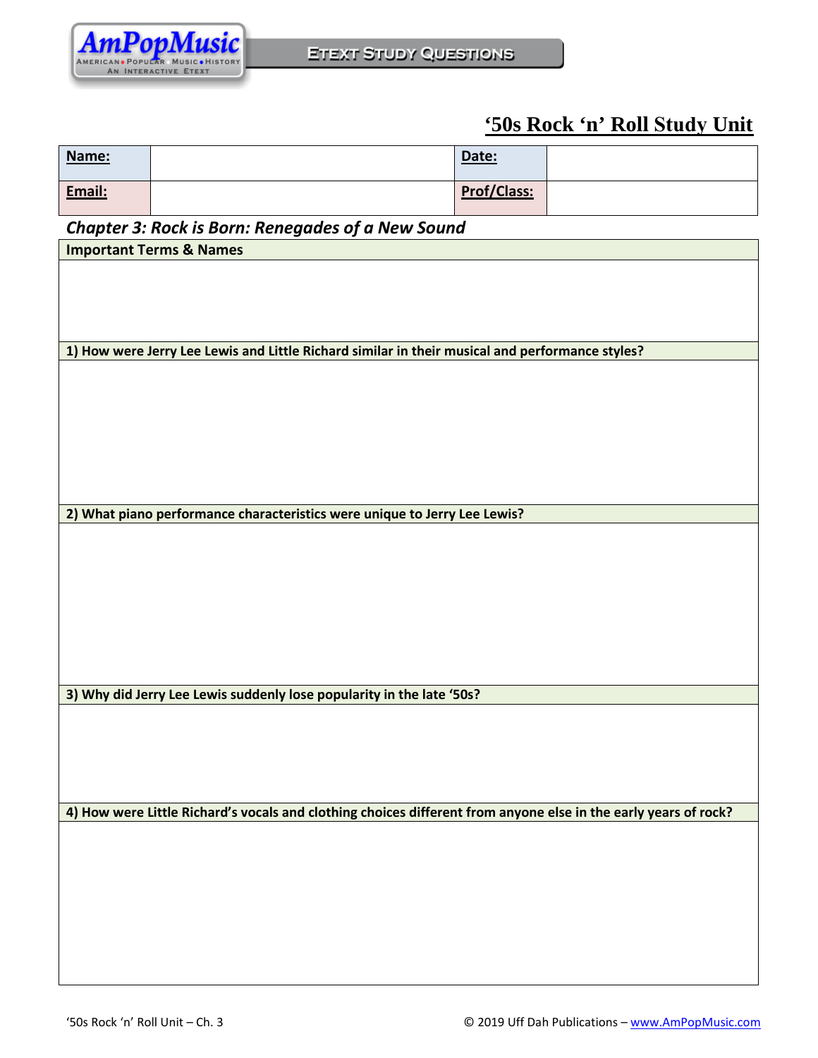AmPopMusic
AMERICAN • POPULAR • MUSIC • HISTORY
AN INTERACTIVE ETEXT

ETEXT STUDY QUESTIONS

# '50s Rock 'n' Roll Study Unit

| Name: | | Date: | |
|---|---|---|---|
| Email: | | Prof/Class: | |

## Chapter 3: Rock is Born: Renegades of a New Sound

**Important Terms & Names**

**1) How were Jerry Lee Lewis and Little Richard similar in their musical and performance styles?**

**2) What piano performance characteristics were unique to Jerry Lee Lewis?**

**3) Why did Jerry Lee Lewis suddenly lose popularity in the late '50s?**

**4) How were Little Richard's vocals and clothing choices different from anyone else in the early years of rock?**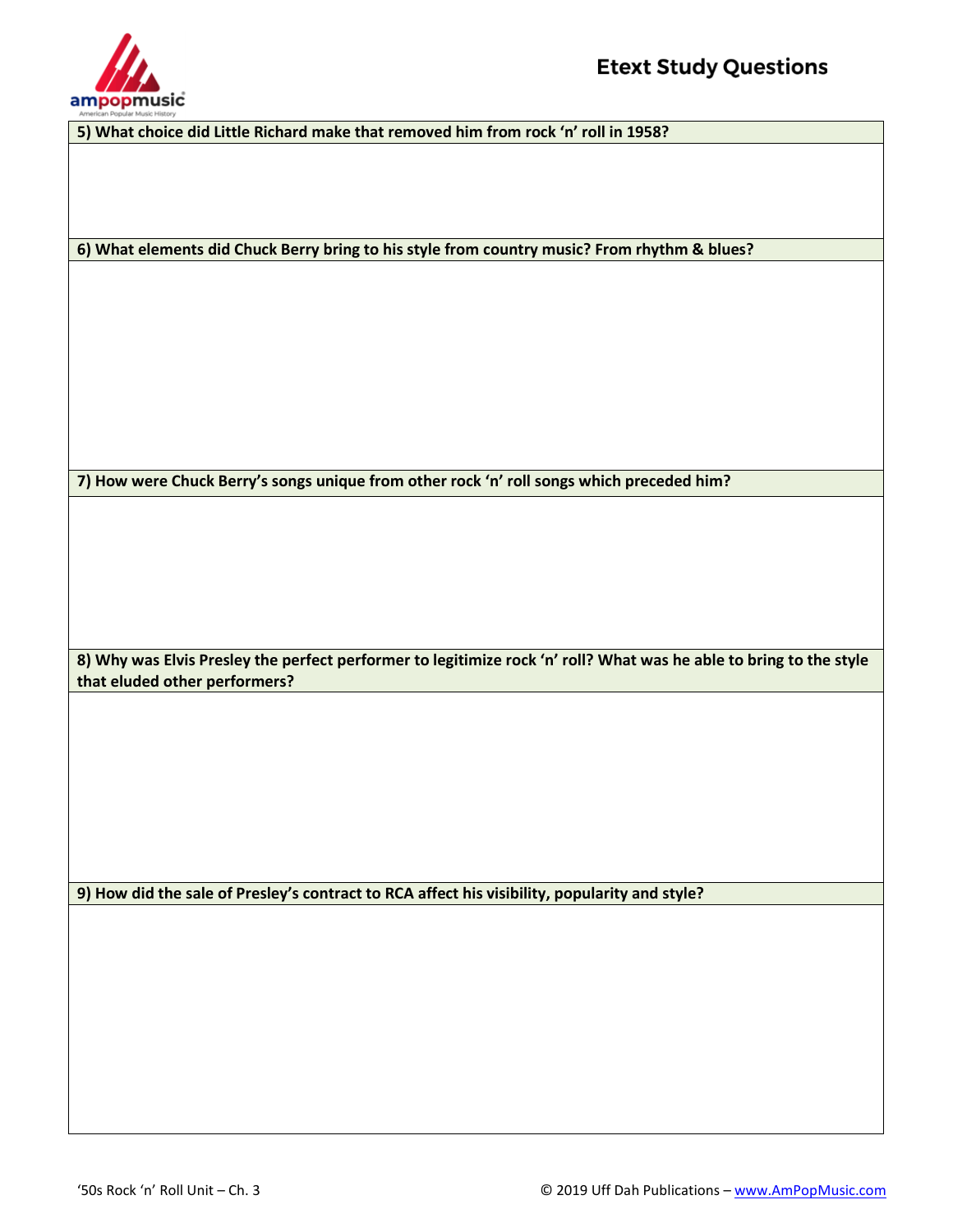# Etext Study Questions

**5) What choice did Little Richard make that removed him from rock 'n' roll in 1958?**

**6) What elements did Chuck Berry bring to his style from country music? From rhythm & blues?**

**7) How were Chuck Berry's songs unique from other rock 'n' roll songs which preceded him?**

**8) Why was Elvis Presley the perfect performer to legitimize rock 'n' roll? What was he able to bring to the style that eluded other performers?**

**9) How did the sale of Presley's contract to RCA affect his visibility, popularity and style?**

'50s Rock 'n' Roll Unit – Ch. 3

© 2019 Uff Dah Publications – www.AmPopMusic.com